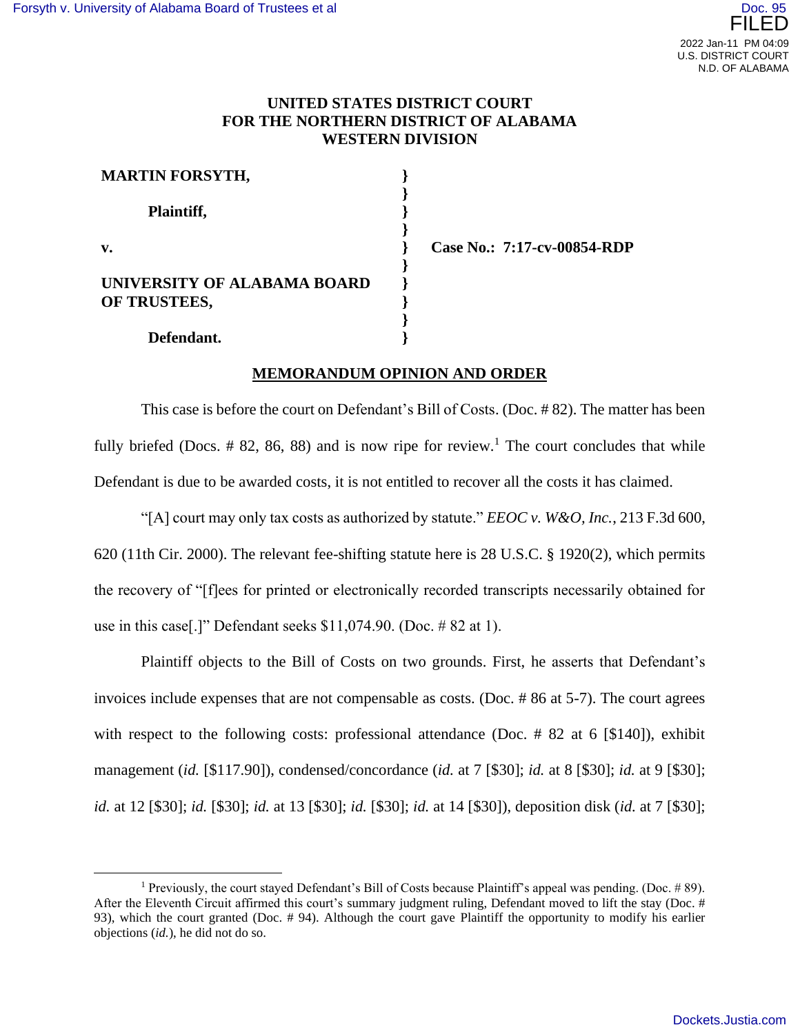**UNITED STATES DISTRICT COURT**
**FOR THE NORTHERN DISTRICT OF ALABAMA**
**WESTERN DIVISION**

| | | |
|---|---|---|
| **MARTIN FORSYTH,** | } | |
| | } | |
| **Plaintiff,** | } | |
| | } | |
| **v.** | } | **Case No.: 7:17-cv-00854-RDP** |
| | } | |
| **UNIVERSITY OF ALABAMA BOARD OF TRUSTEES,** | } | |
| | } | |
| **Defendant.** | } | |

**MEMORANDUM OPINION AND ORDER**

This case is before the court on Defendant's Bill of Costs. (Doc. # 82). The matter has been fully briefed (Docs. # 82, 86, 88) and is now ripe for review.[1] The court concludes that while Defendant is due to be awarded costs, it is not entitled to recover all the costs it has claimed.

"[A] court may only tax costs as authorized by statute." *EEOC v. W&O, Inc.*, 213 F.3d 600, 620 (11th Cir. 2000). The relevant fee-shifting statute here is 28 U.S.C. § 1920(2), which permits the recovery of "[f]ees for printed or electronically recorded transcripts necessarily obtained for use in this case[.]" Defendant seeks $11,074.90. (Doc. # 82 at 1).

Plaintiff objects to the Bill of Costs on two grounds. First, he asserts that Defendant's invoices include expenses that are not compensable as costs. (Doc. # 86 at 5-7). The court agrees with respect to the following costs: professional attendance (Doc. # 82 at 6 [$140]), exhibit management (*id.* [$117.90]), condensed/concordance (*id.* at 7 [$30]; *id.* at 8 [$30]; *id.* at 9 [$30]; *id.* at 12 [$30]; *id.* [$30]; *id.* at 13 [$30]; *id.* [$30]; *id.* at 14 [$30]), deposition disk (*id.* at 7 [$30];

[1] Previously, the court stayed Defendant's Bill of Costs because Plaintiff's appeal was pending. (Doc. # 89). After the Eleventh Circuit affirmed this court's summary judgment ruling, Defendant moved to lift the stay (Doc. # 93), which the court granted (Doc. # 94). Although the court gave Plaintiff the opportunity to modify his earlier objections (*id.*), he did not do so.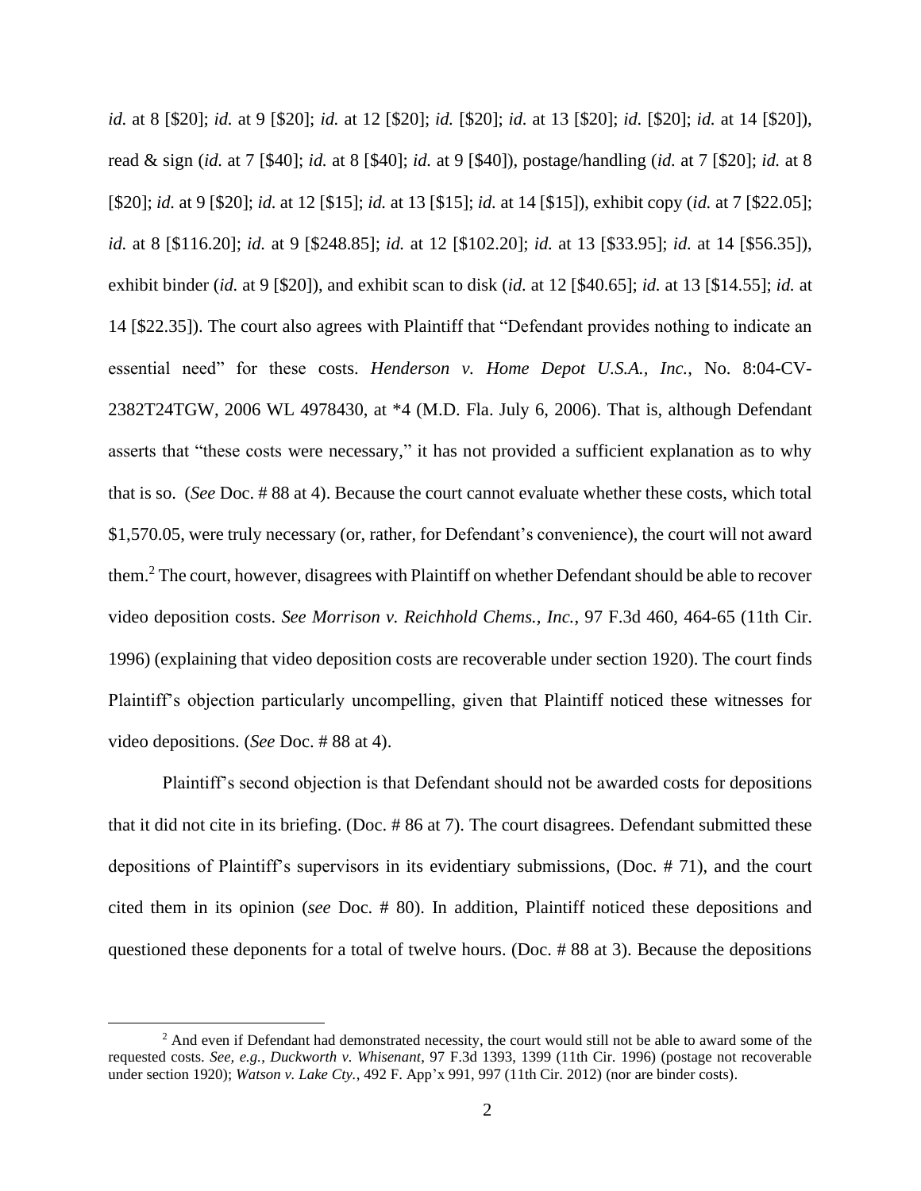*id.* at 8 [$20]; *id.* at 9 [$20]; *id.* at 12 [$20]; *id.* [$20]; *id.* at 13 [$20]; *id.* [$20]; *id.* at 14 [$20]), read & sign (*id.* at 7 [$40]; *id.* at 8 [$40]; *id.* at 9 [$40]), postage/handling (*id.* at 7 [$20]; *id.* at 8 [$20]; *id.* at 9 [$20]; *id.* at 12 [$15]; *id.* at 13 [$15]; *id.* at 14 [$15]), exhibit copy (*id.* at 7 [$22.05]; *id.* at 8 [$116.20]; *id.* at 9 [$248.85]; *id.* at 12 [$102.20]; *id.* at 13 [$33.95]; *id.* at 14 [$56.35]), exhibit binder (*id.* at 9 [$20]), and exhibit scan to disk (*id.* at 12 [$40.65]; *id.* at 13 [$14.55]; *id.* at 14 [$22.35]). The court also agrees with Plaintiff that "Defendant provides nothing to indicate an essential need" for these costs. *Henderson v. Home Depot U.S.A., Inc.*, No. 8:04-CV-2382T24TGW, 2006 WL 4978430, at *4 (M.D. Fla. July 6, 2006). That is, although Defendant asserts that "these costs were necessary," it has not provided a sufficient explanation as to why that is so. (*See* Doc. # 88 at 4). Because the court cannot evaluate whether these costs, which total $1,570.05, were truly necessary (or, rather, for Defendant's convenience), the court will not award them.[2] The court, however, disagrees with Plaintiff on whether Defendant should be able to recover video deposition costs. *See Morrison v. Reichhold Chems., Inc.*, 97 F.3d 460, 464-65 (11th Cir. 1996) (explaining that video deposition costs are recoverable under section 1920). The court finds Plaintiff's objection particularly uncompelling, given that Plaintiff noticed these witnesses for video depositions. (*See* Doc. # 88 at 4).

Plaintiff's second objection is that Defendant should not be awarded costs for depositions that it did not cite in its briefing. (Doc. # 86 at 7). The court disagrees. Defendant submitted these depositions of Plaintiff's supervisors in its evidentiary submissions, (Doc. # 71), and the court cited them in its opinion (*see* Doc. # 80). In addition, Plaintiff noticed these depositions and questioned these deponents for a total of twelve hours. (Doc. # 88 at 3). Because the depositions

[2] And even if Defendant had demonstrated necessity, the court would still not be able to award some of the requested costs. *See, e.g.*, *Duckworth v. Whisenant*, 97 F.3d 1393, 1399 (11th Cir. 1996) (postage not recoverable under section 1920); *Watson v. Lake Cty.*, 492 F. App'x 991, 997 (11th Cir. 2012) (nor are binder costs).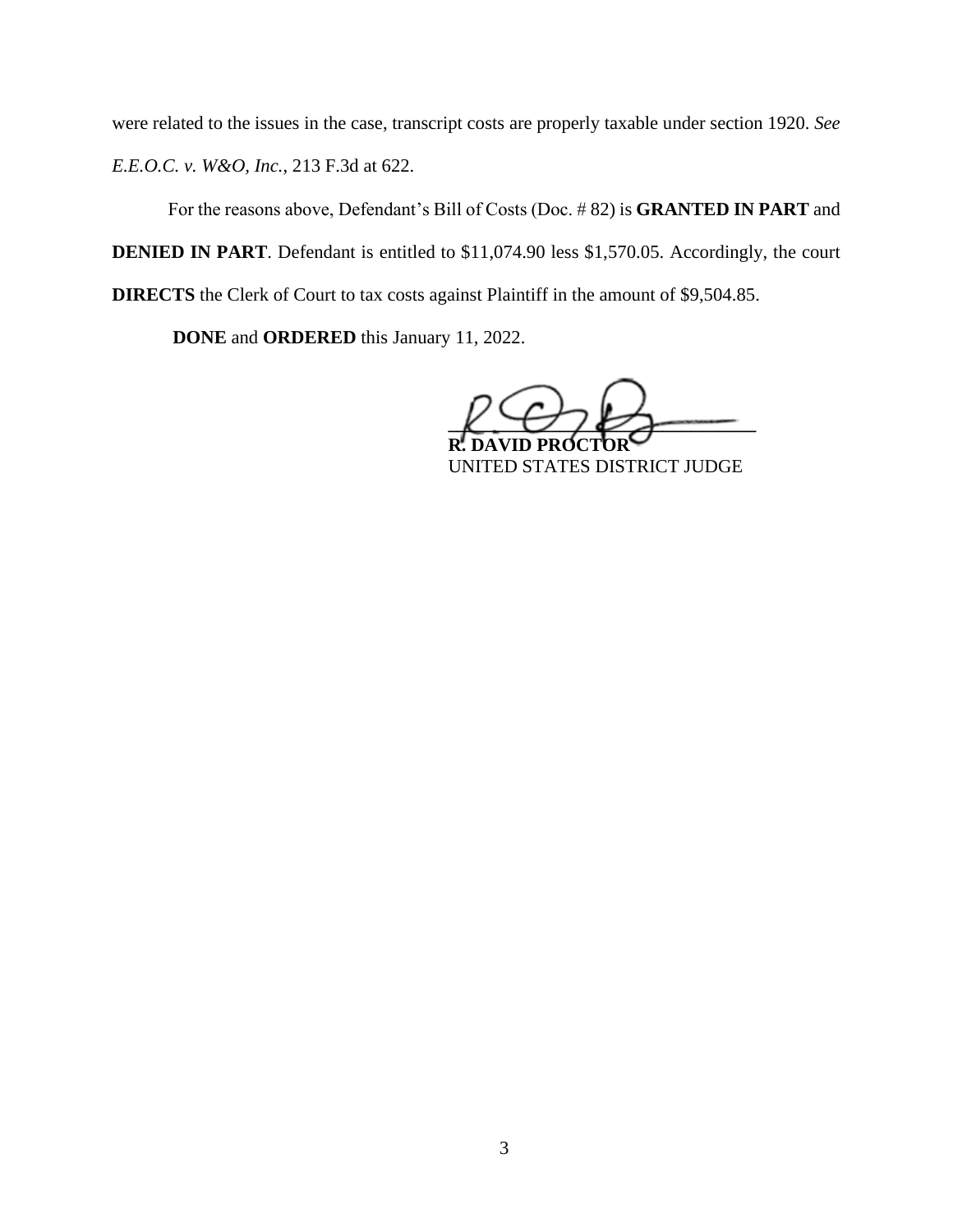were related to the issues in the case, transcript costs are properly taxable under section 1920. *See E.E.O.C. v. W&O, Inc.*, 213 F.3d at 622.

For the reasons above, Defendant's Bill of Costs (Doc. # 82) is **GRANTED IN PART** and **DENIED IN PART**. Defendant is entitled to $11,074.90 less $1,570.05. Accordingly, the court **DIRECTS** the Clerk of Court to tax costs against Plaintiff in the amount of $9,504.85.

**DONE** and **ORDERED** this January 11, 2022.

**R. DAVID PROCTOR**
UNITED STATES DISTRICT JUDGE